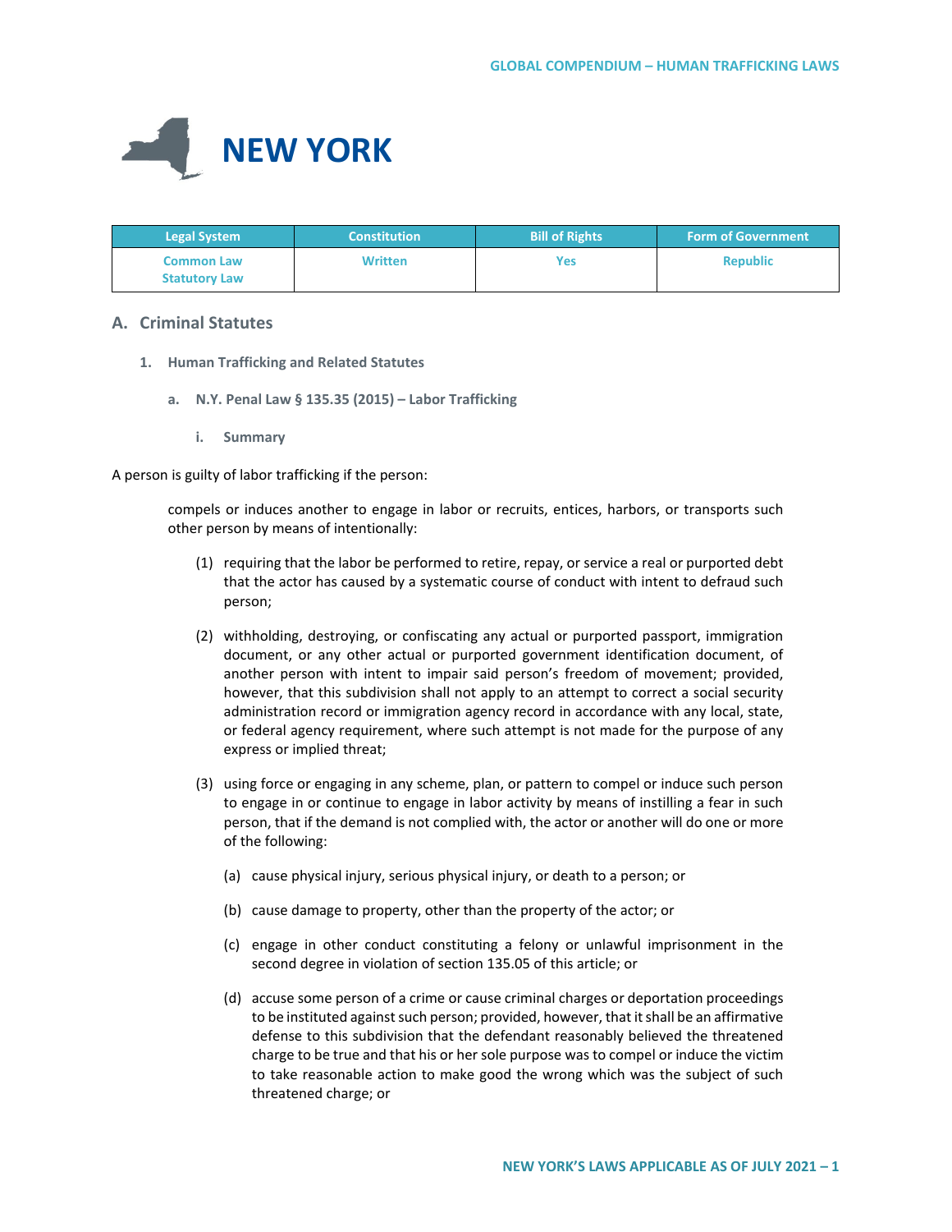# NEW YORK

| Legal System | Constitution | Bill of Rights | Form of Government |
|---|---|---|---|
| Common Law<br>Statutory Law | Written | Yes | Republic |

## A. Criminal Statutes

### 1. Human Trafficking and Related Statutes

#### a. N.Y. Penal Law § 135.35 (2015) – Labor Trafficking

##### i. Summary

A person is guilty of labor trafficking if the person:

> compels or induces another to engage in labor or recruits, entices, harbors, or transports such other person by means of intentionally:
>
> (1) requiring that the labor be performed to retire, repay, or service a real or purported debt that the actor has caused by a systematic course of conduct with intent to defraud such person;
>
> (2) withholding, destroying, or confiscating any actual or purported passport, immigration document, or any other actual or purported government identification document, of another person with intent to impair said person's freedom of movement; provided, however, that this subdivision shall not apply to an attempt to correct a social security administration record or immigration agency record in accordance with any local, state, or federal agency requirement, where such attempt is not made for the purpose of any express or implied threat;
>
> (3) using force or engaging in any scheme, plan, or pattern to compel or induce such person to engage in or continue to engage in labor activity by means of instilling a fear in such person, that if the demand is not complied with, the actor or another will do one or more of the following:
>
> (a) cause physical injury, serious physical injury, or death to a person; or
>
> (b) cause damage to property, other than the property of the actor; or
>
> (c) engage in other conduct constituting a felony or unlawful imprisonment in the second degree in violation of section 135.05 of this article; or
>
> (d) accuse some person of a crime or cause criminal charges or deportation proceedings to be instituted against such person; provided, however, that it shall be an affirmative defense to this subdivision that the defendant reasonably believed the threatened charge to be true and that his or her sole purpose was to compel or induce the victim to take reasonable action to make good the wrong which was the subject of such threatened charge; or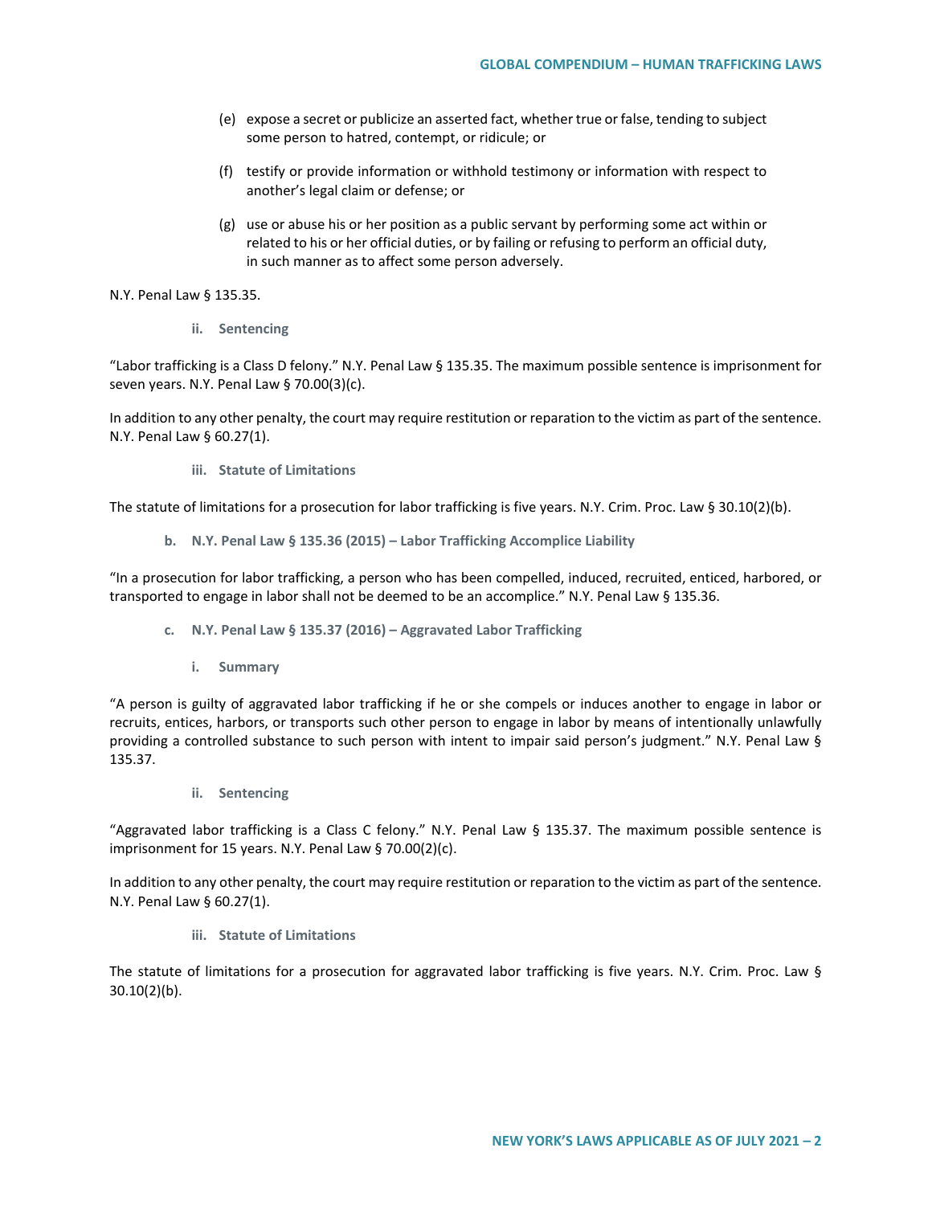(e) expose a secret or publicize an asserted fact, whether true or false, tending to subject some person to hatred, contempt, or ridicule; or

(f) testify or provide information or withhold testimony or information with respect to another's legal claim or defense; or

(g) use or abuse his or her position as a public servant by performing some act within or related to his or her official duties, or by failing or refusing to perform an official duty, in such manner as to affect some person adversely.

N.Y. Penal Law § 135.35.

#### ii. Sentencing

"Labor trafficking is a Class D felony." N.Y. Penal Law § 135.35. The maximum possible sentence is imprisonment for seven years. N.Y. Penal Law § 70.00(3)(c).

In addition to any other penalty, the court may require restitution or reparation to the victim as part of the sentence. N.Y. Penal Law § 60.27(1).

#### iii. Statute of Limitations

The statute of limitations for a prosecution for labor trafficking is five years. N.Y. Crim. Proc. Law § 30.10(2)(b).

### b. N.Y. Penal Law § 135.36 (2015) – Labor Trafficking Accomplice Liability

"In a prosecution for labor trafficking, a person who has been compelled, induced, recruited, enticed, harbored, or transported to engage in labor shall not be deemed to be an accomplice." N.Y. Penal Law § 135.36.

### c. N.Y. Penal Law § 135.37 (2016) – Aggravated Labor Trafficking

#### i. Summary

"A person is guilty of aggravated labor trafficking if he or she compels or induces another to engage in labor or recruits, entices, harbors, or transports such other person to engage in labor by means of intentionally unlawfully providing a controlled substance to such person with intent to impair said person's judgment." N.Y. Penal Law § 135.37.

#### ii. Sentencing

"Aggravated labor trafficking is a Class C felony." N.Y. Penal Law § 135.37. The maximum possible sentence is imprisonment for 15 years. N.Y. Penal Law § 70.00(2)(c).

In addition to any other penalty, the court may require restitution or reparation to the victim as part of the sentence. N.Y. Penal Law § 60.27(1).

#### iii. Statute of Limitations

The statute of limitations for a prosecution for aggravated labor trafficking is five years. N.Y. Crim. Proc. Law § 30.10(2)(b).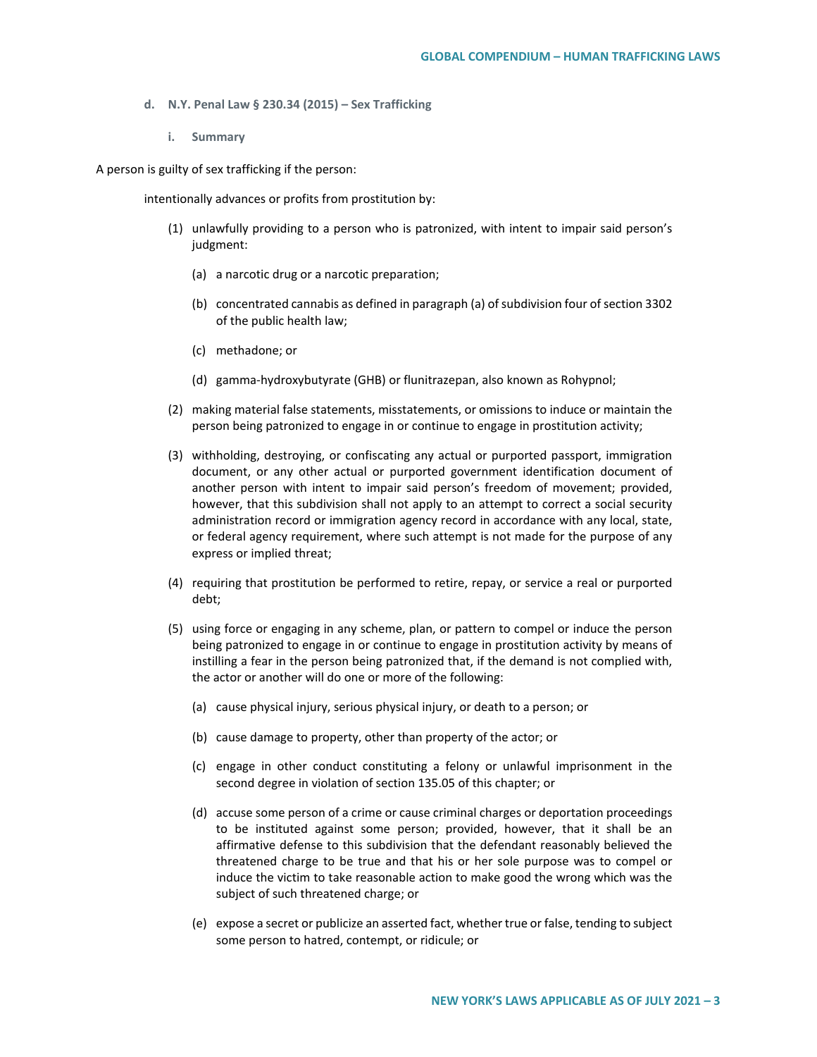#### d. N.Y. Penal Law § 230.34 (2015) – Sex Trafficking

##### i. Summary

A person is guilty of sex trafficking if the person:

intentionally advances or profits from prostitution by:

(1) unlawfully providing to a person who is patronized, with intent to impair said person's judgment:

   (a) a narcotic drug or a narcotic preparation;

   (b) concentrated cannabis as defined in paragraph (a) of subdivision four of section 3302 of the public health law;

   (c) methadone; or

   (d) gamma-hydroxybutyrate (GHB) or flunitrazepan, also known as Rohypnol;

(2) making material false statements, misstatements, or omissions to induce or maintain the person being patronized to engage in or continue to engage in prostitution activity;

(3) withholding, destroying, or confiscating any actual or purported passport, immigration document, or any other actual or purported government identification document of another person with intent to impair said person's freedom of movement; provided, however, that this subdivision shall not apply to an attempt to correct a social security administration record or immigration agency record in accordance with any local, state, or federal agency requirement, where such attempt is not made for the purpose of any express or implied threat;

(4) requiring that prostitution be performed to retire, repay, or service a real or purported debt;

(5) using force or engaging in any scheme, plan, or pattern to compel or induce the person being patronized to engage in or continue to engage in prostitution activity by means of instilling a fear in the person being patronized that, if the demand is not complied with, the actor or another will do one or more of the following:

   (a) cause physical injury, serious physical injury, or death to a person; or

   (b) cause damage to property, other than property of the actor; or

   (c) engage in other conduct constituting a felony or unlawful imprisonment in the second degree in violation of section 135.05 of this chapter; or

   (d) accuse some person of a crime or cause criminal charges or deportation proceedings to be instituted against some person; provided, however, that it shall be an affirmative defense to this subdivision that the defendant reasonably believed the threatened charge to be true and that his or her sole purpose was to compel or induce the victim to take reasonable action to make good the wrong which was the subject of such threatened charge; or

   (e) expose a secret or publicize an asserted fact, whether true or false, tending to subject some person to hatred, contempt, or ridicule; or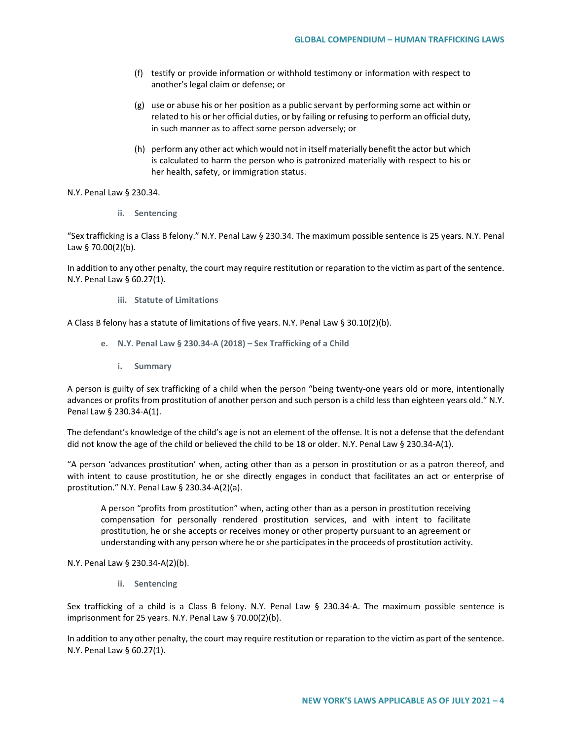(f) testify or provide information or withhold testimony or information with respect to another's legal claim or defense; or

(g) use or abuse his or her position as a public servant by performing some act within or related to his or her official duties, or by failing or refusing to perform an official duty, in such manner as to affect some person adversely; or

(h) perform any other act which would not in itself materially benefit the actor but which is calculated to harm the person who is patronized materially with respect to his or her health, safety, or immigration status.

N.Y. Penal Law § 230.34.

#### ii. Sentencing

"Sex trafficking is a Class B felony." N.Y. Penal Law § 230.34. The maximum possible sentence is 25 years. N.Y. Penal Law § 70.00(2)(b).

In addition to any other penalty, the court may require restitution or reparation to the victim as part of the sentence. N.Y. Penal Law § 60.27(1).

#### iii. Statute of Limitations

A Class B felony has a statute of limitations of five years. N.Y. Penal Law § 30.10(2)(b).

### e. N.Y. Penal Law § 230.34-A (2018) – Sex Trafficking of a Child

#### i. Summary

A person is guilty of sex trafficking of a child when the person "being twenty-one years old or more, intentionally advances or profits from prostitution of another person and such person is a child less than eighteen years old." N.Y. Penal Law § 230.34-A(1).

The defendant's knowledge of the child's age is not an element of the offense. It is not a defense that the defendant did not know the age of the child or believed the child to be 18 or older. N.Y. Penal Law § 230.34-A(1).

"A person 'advances prostitution' when, acting other than as a person in prostitution or as a patron thereof, and with intent to cause prostitution, he or she directly engages in conduct that facilitates an act or enterprise of prostitution." N.Y. Penal Law § 230.34-A(2)(a).

> A person "profits from prostitution" when, acting other than as a person in prostitution receiving compensation for personally rendered prostitution services, and with intent to facilitate prostitution, he or she accepts or receives money or other property pursuant to an agreement or understanding with any person where he or she participates in the proceeds of prostitution activity.

N.Y. Penal Law § 230.34-A(2)(b).

#### ii. Sentencing

Sex trafficking of a child is a Class B felony. N.Y. Penal Law § 230.34-A. The maximum possible sentence is imprisonment for 25 years. N.Y. Penal Law § 70.00(2)(b).

In addition to any other penalty, the court may require restitution or reparation to the victim as part of the sentence. N.Y. Penal Law § 60.27(1).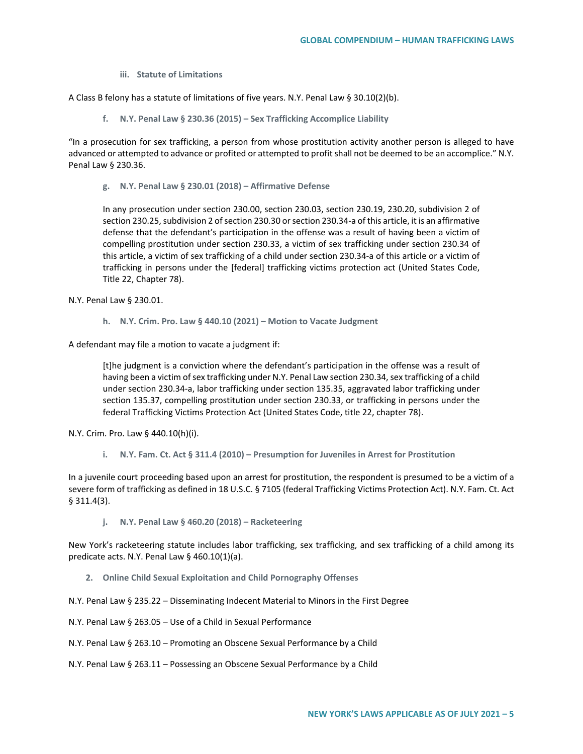#### iii. Statute of Limitations

A Class B felony has a statute of limitations of five years. N.Y. Penal Law § 30.10(2)(b).

### f. N.Y. Penal Law § 230.36 (2015) – Sex Trafficking Accomplice Liability

"In a prosecution for sex trafficking, a person from whose prostitution activity another person is alleged to have advanced or attempted to advance or profited or attempted to profit shall not be deemed to be an accomplice." N.Y. Penal Law § 230.36.

### g. N.Y. Penal Law § 230.01 (2018) – Affirmative Defense

> In any prosecution under section 230.00, section 230.03, section 230.19, 230.20, subdivision 2 of section 230.25, subdivision 2 of section 230.30 or section 230.34-a of this article, it is an affirmative defense that the defendant's participation in the offense was a result of having been a victim of compelling prostitution under section 230.33, a victim of sex trafficking under section 230.34 of this article, a victim of sex trafficking of a child under section 230.34-a of this article or a victim of trafficking in persons under the [federal] trafficking victims protection act (United States Code, Title 22, Chapter 78).

N.Y. Penal Law § 230.01.

### h. N.Y. Crim. Pro. Law § 440.10 (2021) – Motion to Vacate Judgment

A defendant may file a motion to vacate a judgment if:

> [t]he judgment is a conviction where the defendant's participation in the offense was a result of having been a victim of sex trafficking under N.Y. Penal Law section 230.34, sex trafficking of a child under section 230.34-a, labor trafficking under section 135.35, aggravated labor trafficking under section 135.37, compelling prostitution under section 230.33, or trafficking in persons under the federal Trafficking Victims Protection Act (United States Code, title 22, chapter 78).

N.Y. Crim. Pro. Law § 440.10(h)(i).

### i. N.Y. Fam. Ct. Act § 311.4 (2010) – Presumption for Juveniles in Arrest for Prostitution

In a juvenile court proceeding based upon an arrest for prostitution, the respondent is presumed to be a victim of a severe form of trafficking as defined in 18 U.S.C. § 7105 (federal Trafficking Victims Protection Act). N.Y. Fam. Ct. Act § 311.4(3).

### j. N.Y. Penal Law § 460.20 (2018) – Racketeering

New York's racketeering statute includes labor trafficking, sex trafficking, and sex trafficking of a child among its predicate acts. N.Y. Penal Law § 460.10(1)(a).

## 2. Online Child Sexual Exploitation and Child Pornography Offenses

N.Y. Penal Law § 235.22 – Disseminating Indecent Material to Minors in the First Degree

N.Y. Penal Law § 263.05 – Use of a Child in Sexual Performance

N.Y. Penal Law § 263.10 – Promoting an Obscene Sexual Performance by a Child

N.Y. Penal Law § 263.11 – Possessing an Obscene Sexual Performance by a Child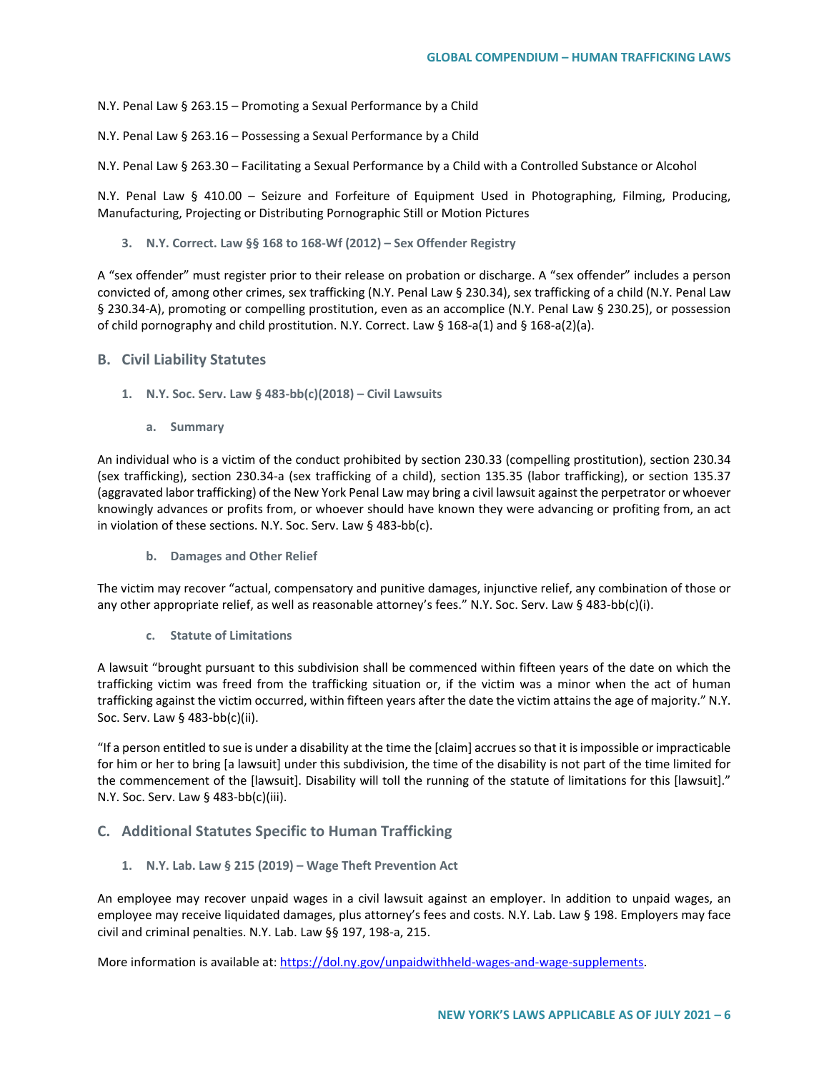N.Y. Penal Law § 263.15 – Promoting a Sexual Performance by a Child

N.Y. Penal Law § 263.16 – Possessing a Sexual Performance by a Child

N.Y. Penal Law § 263.30 – Facilitating a Sexual Performance by a Child with a Controlled Substance or Alcohol

N.Y. Penal Law § 410.00 – Seizure and Forfeiture of Equipment Used in Photographing, Filming, Producing, Manufacturing, Projecting or Distributing Pornographic Still or Motion Pictures

#### 3. N.Y. Correct. Law §§ 168 to 168-Wf (2012) – Sex Offender Registry

A "sex offender" must register prior to their release on probation or discharge. A "sex offender" includes a person convicted of, among other crimes, sex trafficking (N.Y. Penal Law § 230.34), sex trafficking of a child (N.Y. Penal Law § 230.34-A), promoting or compelling prostitution, even as an accomplice (N.Y. Penal Law § 230.25), or possession of child pornography and child prostitution. N.Y. Correct. Law § 168-a(1) and § 168-a(2)(a).

### B. Civil Liability Statutes

#### 1. N.Y. Soc. Serv. Law § 483-bb(c)(2018) – Civil Lawsuits

##### a. Summary

An individual who is a victim of the conduct prohibited by section 230.33 (compelling prostitution), section 230.34 (sex trafficking), section 230.34-a (sex trafficking of a child), section 135.35 (labor trafficking), or section 135.37 (aggravated labor trafficking) of the New York Penal Law may bring a civil lawsuit against the perpetrator or whoever knowingly advances or profits from, or whoever should have known they were advancing or profiting from, an act in violation of these sections. N.Y. Soc. Serv. Law § 483-bb(c).

##### b. Damages and Other Relief

The victim may recover "actual, compensatory and punitive damages, injunctive relief, any combination of those or any other appropriate relief, as well as reasonable attorney's fees." N.Y. Soc. Serv. Law § 483-bb(c)(i).

##### c. Statute of Limitations

A lawsuit "brought pursuant to this subdivision shall be commenced within fifteen years of the date on which the trafficking victim was freed from the trafficking situation or, if the victim was a minor when the act of human trafficking against the victim occurred, within fifteen years after the date the victim attains the age of majority." N.Y. Soc. Serv. Law § 483-bb(c)(ii).

"If a person entitled to sue is under a disability at the time the [claim] accrues so that it is impossible or impracticable for him or her to bring [a lawsuit] under this subdivision, the time of the disability is not part of the time limited for the commencement of the [lawsuit]. Disability will toll the running of the statute of limitations for this [lawsuit]." N.Y. Soc. Serv. Law § 483-bb(c)(iii).

### C. Additional Statutes Specific to Human Trafficking

#### 1. N.Y. Lab. Law § 215 (2019) – Wage Theft Prevention Act

An employee may recover unpaid wages in a civil lawsuit against an employer. In addition to unpaid wages, an employee may receive liquidated damages, plus attorney's fees and costs. N.Y. Lab. Law § 198. Employers may face civil and criminal penalties. N.Y. Lab. Law §§ 197, 198-a, 215.

More information is available at: [https://dol.ny.gov/unpaidwithheld-wages-and-wage-supplements](https://dol.ny.gov/unpaidwithheld-wages-and-wage-supplements).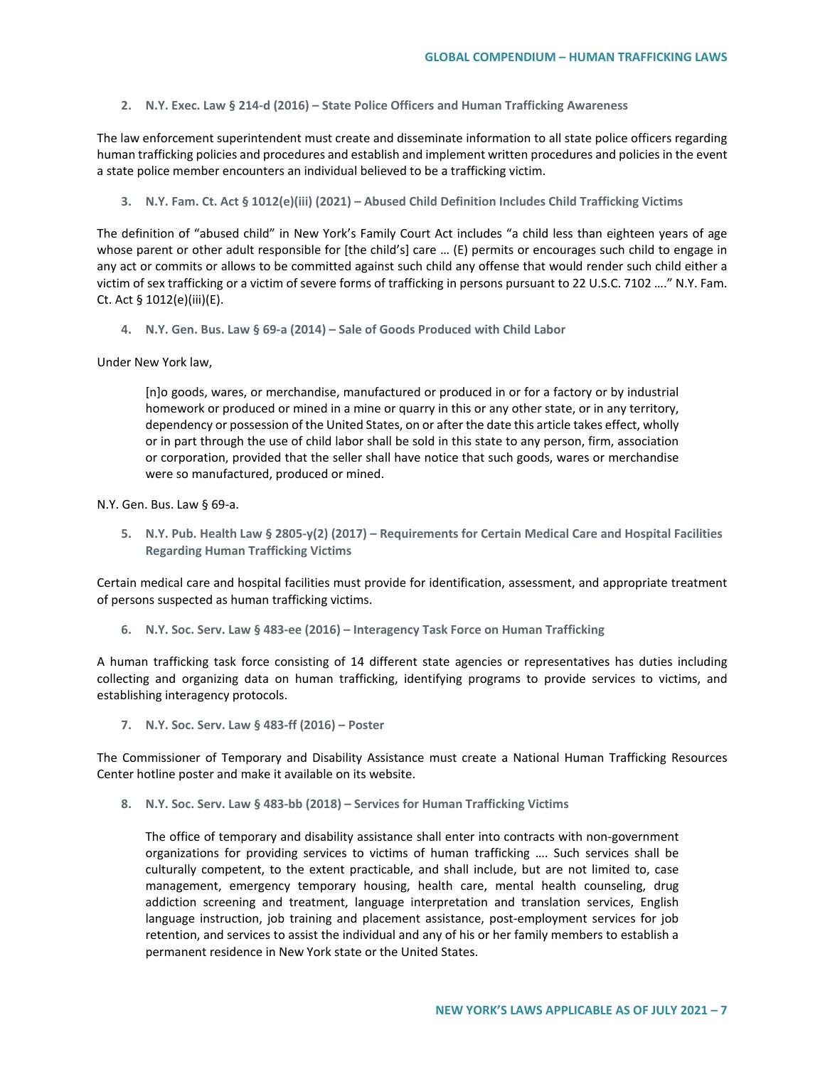**2. N.Y. Exec. Law § 214-d (2016) – State Police Officers and Human Trafficking Awareness**

The law enforcement superintendent must create and disseminate information to all state police officers regarding human trafficking policies and procedures and establish and implement written procedures and policies in the event a state police member encounters an individual believed to be a trafficking victim.

**3. N.Y. Fam. Ct. Act § 1012(e)(iii) (2021) – Abused Child Definition Includes Child Trafficking Victims**

The definition of "abused child" in New York's Family Court Act includes "a child less than eighteen years of age whose parent or other adult responsible for [the child's] care … (E) permits or encourages such child to engage in any act or commits or allows to be committed against such child any offense that would render such child either a victim of sex trafficking or a victim of severe forms of trafficking in persons pursuant to 22 U.S.C. 7102 …." N.Y. Fam. Ct. Act § 1012(e)(iii)(E).

**4. N.Y. Gen. Bus. Law § 69-a (2014) – Sale of Goods Produced with Child Labor**

Under New York law,

> [n]o goods, wares, or merchandise, manufactured or produced in or for a factory or by industrial homework or produced or mined in a mine or quarry in this or any other state, or in any territory, dependency or possession of the United States, on or after the date this article takes effect, wholly or in part through the use of child labor shall be sold in this state to any person, firm, association or corporation, provided that the seller shall have notice that such goods, wares or merchandise were so manufactured, produced or mined.

N.Y. Gen. Bus. Law § 69-a.

**5. N.Y. Pub. Health Law § 2805-y(2) (2017) – Requirements for Certain Medical Care and Hospital Facilities Regarding Human Trafficking Victims**

Certain medical care and hospital facilities must provide for identification, assessment, and appropriate treatment of persons suspected as human trafficking victims.

**6. N.Y. Soc. Serv. Law § 483-ee (2016) – Interagency Task Force on Human Trafficking**

A human trafficking task force consisting of 14 different state agencies or representatives has duties including collecting and organizing data on human trafficking, identifying programs to provide services to victims, and establishing interagency protocols.

**7. N.Y. Soc. Serv. Law § 483-ff (2016) – Poster**

The Commissioner of Temporary and Disability Assistance must create a National Human Trafficking Resources Center hotline poster and make it available on its website.

**8. N.Y. Soc. Serv. Law § 483-bb (2018) – Services for Human Trafficking Victims**

> The office of temporary and disability assistance shall enter into contracts with non-government organizations for providing services to victims of human trafficking …. Such services shall be culturally competent, to the extent practicable, and shall include, but are not limited to, case management, emergency temporary housing, health care, mental health counseling, drug addiction screening and treatment, language interpretation and translation services, English language instruction, job training and placement assistance, post-employment services for job retention, and services to assist the individual and any of his or her family members to establish a permanent residence in New York state or the United States.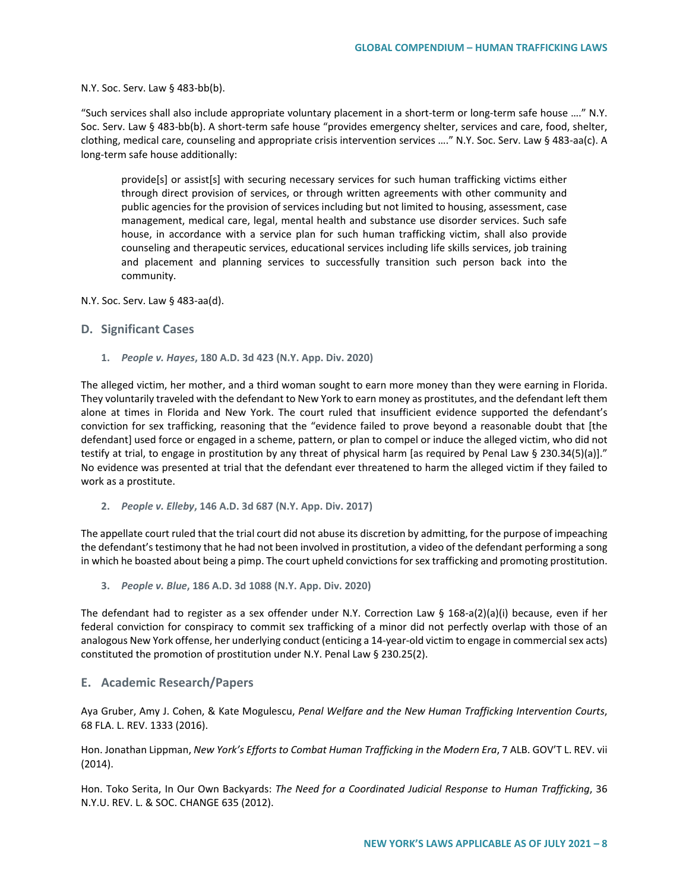N.Y. Soc. Serv. Law § 483-bb(b).

"Such services shall also include appropriate voluntary placement in a short-term or long-term safe house …." N.Y. Soc. Serv. Law § 483-bb(b). A short-term safe house "provides emergency shelter, services and care, food, shelter, clothing, medical care, counseling and appropriate crisis intervention services …." N.Y. Soc. Serv. Law § 483-aa(c). A long-term safe house additionally:

> provide[s] or assist[s] with securing necessary services for such human trafficking victims either through direct provision of services, or through written agreements with other community and public agencies for the provision of services including but not limited to housing, assessment, case management, medical care, legal, mental health and substance use disorder services. Such safe house, in accordance with a service plan for such human trafficking victim, shall also provide counseling and therapeutic services, educational services including life skills services, job training and placement and planning services to successfully transition such person back into the community.

N.Y. Soc. Serv. Law § 483-aa(d).

## D. Significant Cases

### 1. *People v. Hayes*, 180 A.D. 3d 423 (N.Y. App. Div. 2020)

The alleged victim, her mother, and a third woman sought to earn more money than they were earning in Florida. They voluntarily traveled with the defendant to New York to earn money as prostitutes, and the defendant left them alone at times in Florida and New York. The court ruled that insufficient evidence supported the defendant's conviction for sex trafficking, reasoning that the "evidence failed to prove beyond a reasonable doubt that [the defendant] used force or engaged in a scheme, pattern, or plan to compel or induce the alleged victim, who did not testify at trial, to engage in prostitution by any threat of physical harm [as required by Penal Law § 230.34(5)(a)]." No evidence was presented at trial that the defendant ever threatened to harm the alleged victim if they failed to work as a prostitute.

### 2. *People v. Elleby*, 146 A.D. 3d 687 (N.Y. App. Div. 2017)

The appellate court ruled that the trial court did not abuse its discretion by admitting, for the purpose of impeaching the defendant's testimony that he had not been involved in prostitution, a video of the defendant performing a song in which he boasted about being a pimp. The court upheld convictions for sex trafficking and promoting prostitution.

### 3. *People v. Blue*, 186 A.D. 3d 1088 (N.Y. App. Div. 2020)

The defendant had to register as a sex offender under N.Y. Correction Law § 168-a(2)(a)(i) because, even if her federal conviction for conspiracy to commit sex trafficking of a minor did not perfectly overlap with those of an analogous New York offense, her underlying conduct (enticing a 14-year-old victim to engage in commercial sex acts) constituted the promotion of prostitution under N.Y. Penal Law § 230.25(2).

## E. Academic Research/Papers

Aya Gruber, Amy J. Cohen, & Kate Mogulescu, *Penal Welfare and the New Human Trafficking Intervention Courts*, 68 FLA. L. REV. 1333 (2016).

Hon. Jonathan Lippman, *New York's Efforts to Combat Human Trafficking in the Modern Era*, 7 ALB. GOV'T L. REV. vii (2014).

Hon. Toko Serita, In Our Own Backyards: *The Need for a Coordinated Judicial Response to Human Trafficking*, 36 N.Y.U. REV. L. & SOC. CHANGE 635 (2012).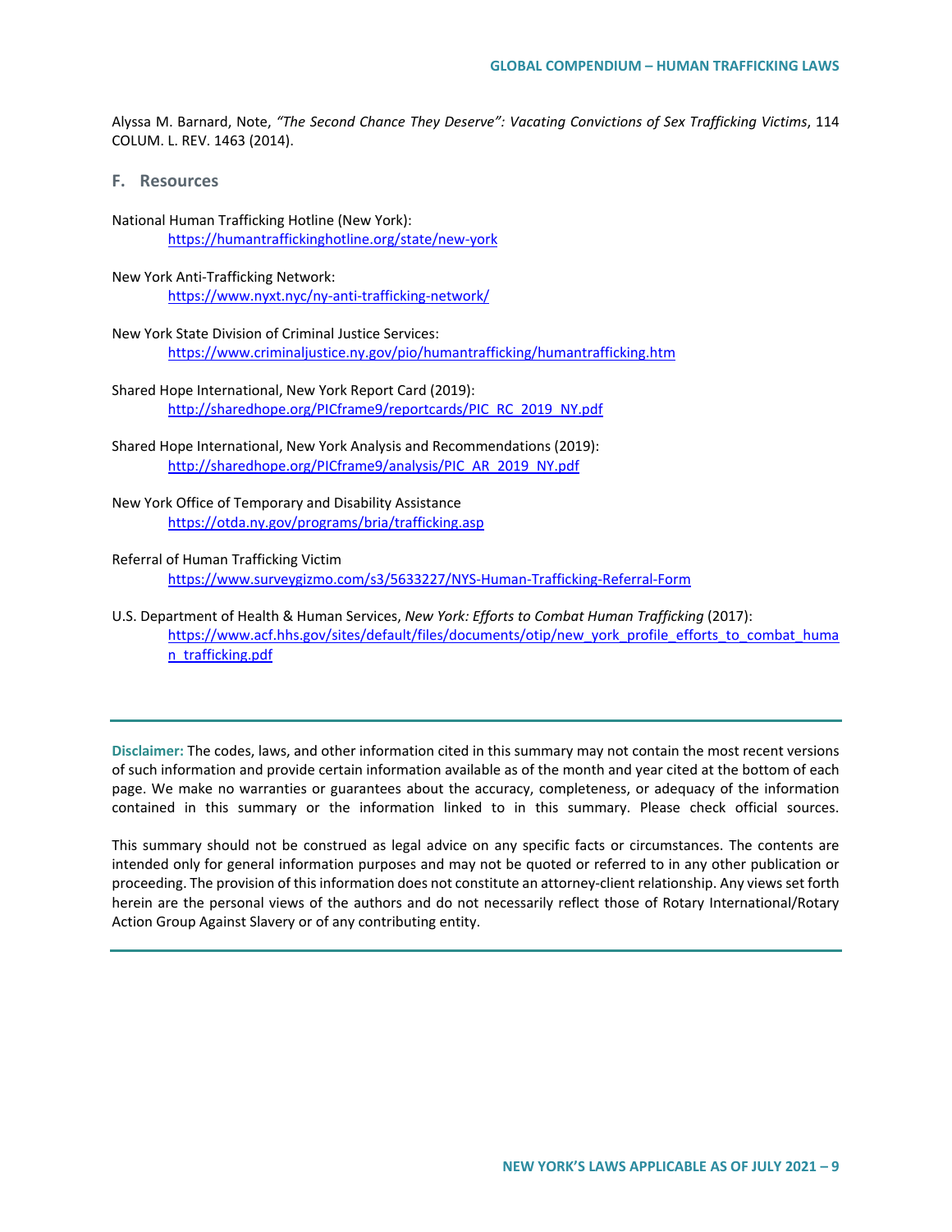Alyssa M. Barnard, Note, *"The Second Chance They Deserve": Vacating Convictions of Sex Trafficking Victims*, 114 COLUM. L. REV. 1463 (2014).

### F. Resources

National Human Trafficking Hotline (New York):
https://humantraffickinghotline.org/state/new-york

New York Anti-Trafficking Network:
https://www.nyxt.nyc/ny-anti-trafficking-network/

New York State Division of Criminal Justice Services:
https://www.criminaljustice.ny.gov/pio/humantrafficking/humantrafficking.htm

Shared Hope International, New York Report Card (2019):
http://sharedhope.org/PICframe9/reportcards/PIC_RC_2019_NY.pdf

Shared Hope International, New York Analysis and Recommendations (2019):
http://sharedhope.org/PICframe9/analysis/PIC_AR_2019_NY.pdf

New York Office of Temporary and Disability Assistance
https://otda.ny.gov/programs/bria/trafficking.asp

Referral of Human Trafficking Victim
https://www.surveygizmo.com/s3/5633227/NYS-Human-Trafficking-Referral-Form

U.S. Department of Health & Human Services, *New York: Efforts to Combat Human Trafficking* (2017):
https://www.acf.hhs.gov/sites/default/files/documents/otip/new_york_profile_efforts_to_combat_human_trafficking.pdf

---

**Disclaimer:** The codes, laws, and other information cited in this summary may not contain the most recent versions of such information and provide certain information available as of the month and year cited at the bottom of each page. We make no warranties or guarantees about the accuracy, completeness, or adequacy of the information contained in this summary or the information linked to in this summary. Please check official sources.

This summary should not be construed as legal advice on any specific facts or circumstances. The contents are intended only for general information purposes and may not be quoted or referred to in any other publication or proceeding. The provision of this information does not constitute an attorney-client relationship. Any views set forth herein are the personal views of the authors and do not necessarily reflect those of Rotary International/Rotary Action Group Against Slavery or of any contributing entity.

---